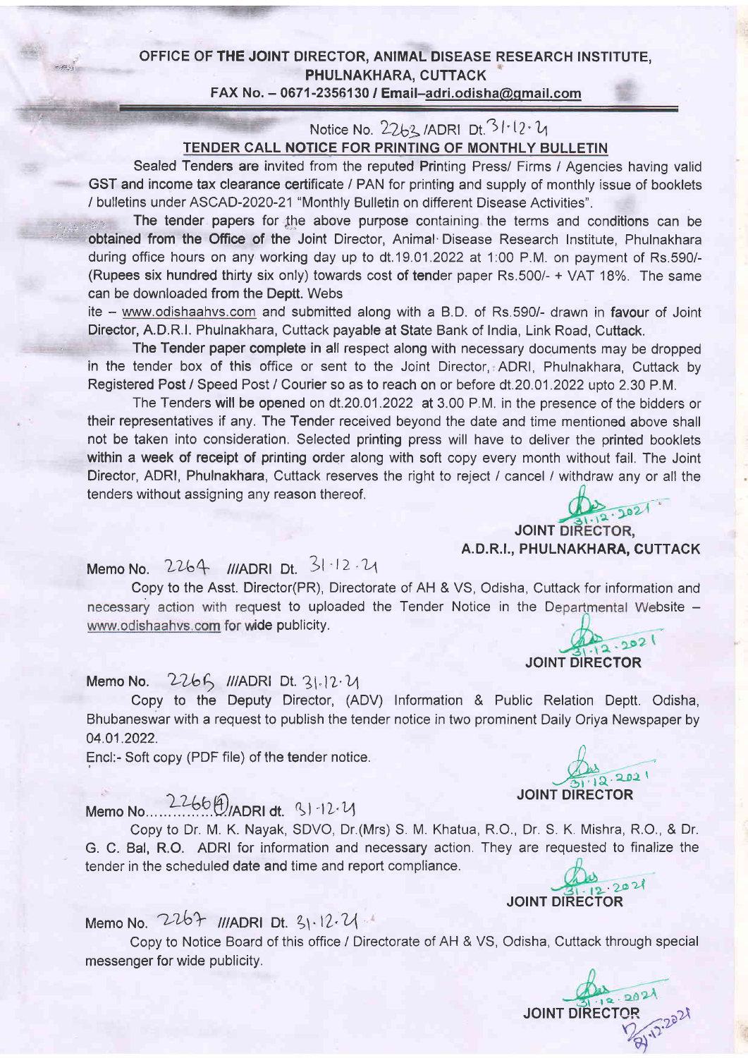# OFFICE OF THE JOINT DIRECTOR, ANIMAL DISEASE RESEARCH INSTITUTE, PHULNAKHARA, CUTTACK

**FAX No. – 0671-2356130 / Email–adri.odisha@gmail.com**

Notice No. 2263 /ADRI Dt. 31·12·21

## TENDER CALL NOTICE FOR PRINTING OF MONTHLY BULLETIN

Sealed Tenders are invited from the reputed Printing Press/ Firms / Agencies having valid GST and income tax clearance certificate / PAN for printing and supply of monthly issue of booklets / bulletins under ASCAD-2020-21 "Monthly Bulletin on different Disease Activities".

The tender papers for the above purpose containing the terms and conditions can be obtained from the Office of the Joint Director, Animal Disease Research Institute, Phulnakhara during office hours on any working day up to dt.19.01.2022 at 1:00 P.M. on payment of Rs.590/- (Rupees six hundred thirty six only) towards cost of tender paper Rs.500/- + VAT 18%. The same can be downloaded from the Deptt. Webs ite – www.odishaahvs.com and submitted along with a B.D. of Rs.590/- drawn in favour of Joint Director, A.D.R.I. Phulnakhara, Cuttack payable at State Bank of India, Link Road, Cuttack.

The Tender paper complete in all respect along with necessary documents may be dropped in the tender box of this office or sent to the Joint Director, ADRI, Phulnakhara, Cuttack by Registered Post / Speed Post / Courier so as to reach on or before dt.20.01.2022 upto 2.30 P.M.

The Tenders will be opened on dt.20.01.2022 at 3.00 P.M. in the presence of the bidders or their representatives if any. The Tender received beyond the date and time mentioned above shall not be taken into consideration. Selected printing press will have to deliver the printed booklets within a week of receipt of printing order along with soft copy every month without fail. The Joint Director, ADRI, Phulnakhara, Cuttack reserves the right to reject / cancel / withdraw any or all the tenders without assigning any reason thereof.

31·12·2021

**JOINT DIRECTOR,**
**A.D.R.I., PHULNAKHARA, CUTTACK**

Memo No. 2264 ///ADRI Dt. 31·12·21

Copy to the Asst. Director(PR), Directorate of AH & VS, Odisha, Cuttack for information and necessary action with request to uploaded the Tender Notice in the Departmental Website – www.odishaahvs.com for wide publicity.

31·12·2021

**JOINT DIRECTOR**

Memo No. 2265 ///ADRI Dt. 31·12·21

Copy to the Deputy Director, (ADV) Information & Public Relation Deptt. Odisha, Bhubaneswar with a request to publish the tender notice in two prominent Daily Oriya Newspaper by 04.01.2022.

Encl:- Soft copy (PDF file) of the tender notice.

31·12·2021

**JOINT DIRECTOR**

Memo No. 2266(4)/ADRI dt. 31·12·21

Copy to Dr. M. K. Nayak, SDVO, Dr.(Mrs) S. M. Khatua, R.O., Dr. S. K. Mishra, R.O., & Dr. G. C. Bal, R.O. ADRI for information and necessary action. They are requested to finalize the tender in the scheduled date and time and report compliance.

31·12·2021

**JOINT DIRECTOR**

Memo No. 2267 ///ADRI Dt. 31·12·21

Copy to Notice Board of this office / Directorate of AH & VS, Odisha, Cuttack through special messenger for wide publicity.

31·12·2021

**JOINT DIRECTOR**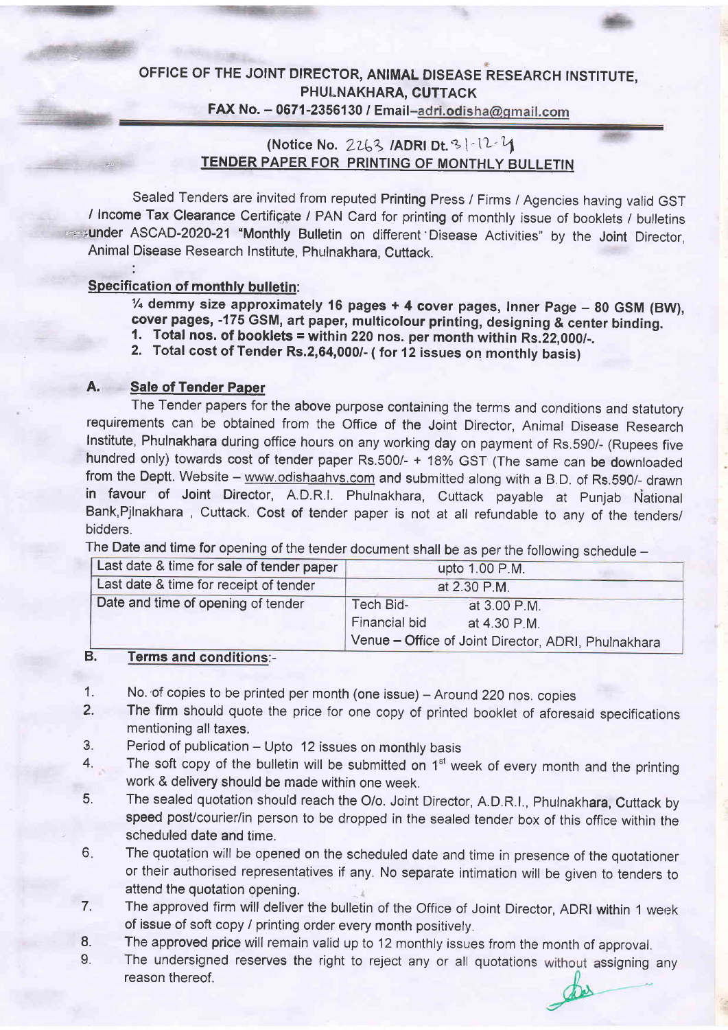## OFFICE OF THE JOINT DIRECTOR, ANIMAL DISEASE RESEARCH INSTITUTE, PHULNAKHARA, CUTTACK

**FAX No. – 0671-2356130 / Email–adri.odisha@gmail.com**

**(Notice No. 2263 /ADRI Dt. 31-12-24)**

**TENDER PAPER FOR PRINTING OF MONTHLY BULLETIN**

Sealed Tenders are invited from reputed Printing Press / Firms / Agencies having valid GST / Income Tax Clearance Certificate / PAN Card for printing of monthly issue of booklets / bulletins under ASCAD-2020-21 "Monthly Bulletin on different Disease Activities" by the Joint Director, Animal Disease Research Institute, Phulnakhara, Cuttack.

**Specification of monthly bulletin:**

**¼ demmy size approximately 16 pages + 4 cover pages, Inner Page – 80 GSM (BW), cover pages, -175 GSM, art paper, multicolour printing, designing & center binding.**

1. **Total nos. of booklets = within 220 nos. per month within Rs.22,000/-.**
2. **Total cost of Tender Rs.2,64,000/- ( for 12 issues on monthly basis)**

### A. Sale of Tender Paper

The Tender papers for the above purpose containing the terms and conditions and statutory requirements can be obtained from the Office of the Joint Director, Animal Disease Research Institute, Phulnakhara during office hours on any working day on payment of Rs.590/- (Rupees five hundred only) towards cost of tender paper Rs.500/- + 18% GST (The same can be downloaded from the Deptt. Website – www.odishaahvs.com and submitted along with a B.D. of Rs.590/- drawn in favour of Joint Director, A.D.R.I. Phulnakhara, Cuttack payable at Punjab National Bank,Pjlnakhara , Cuttack. Cost of tender paper is not at all refundable to any of the tenders/ bidders.

The Date and time for opening of the tender document shall be as per the following schedule –

| Last date & time for sale of tender paper | upto 1.00 P.M. |
|---|---|
| Last date & time for receipt of tender | at 2.30 P.M. |
| Date and time of opening of tender | Tech Bid- at 3.00 P.M.<br>Financial bid at 4.30 P.M.<br>Venue – Office of Joint Director, ADRI, Phulnakhara |

### B. Terms and conditions:-

1. No. of copies to be printed per month (one issue) – Around 220 nos. copies
2. The firm should quote the price for one copy of printed booklet of aforesaid specifications mentioning all taxes.
3. Period of publication – Upto 12 issues on monthly basis
4. The soft copy of the bulletin will be submitted on 1st week of every month and the printing work & delivery should be made within one week.
5. The sealed quotation should reach the O/o. Joint Director, A.D.R.I., Phulnakhara, Cuttack by speed post/courier/in person to be dropped in the sealed tender box of this office within the scheduled date and time.
6. The quotation will be opened on the scheduled date and time in presence of the quotationer or their authorised representatives if any. No separate intimation will be given to tenders to attend the quotation opening.
7. The approved firm will deliver the bulletin of the Office of Joint Director, ADRI within 1 week of issue of soft copy / printing order every month positively.
8. The approved price will remain valid up to 12 monthly issues from the month of approval.
9. The undersigned reserves the right to reject any or all quotations without assigning any reason thereof.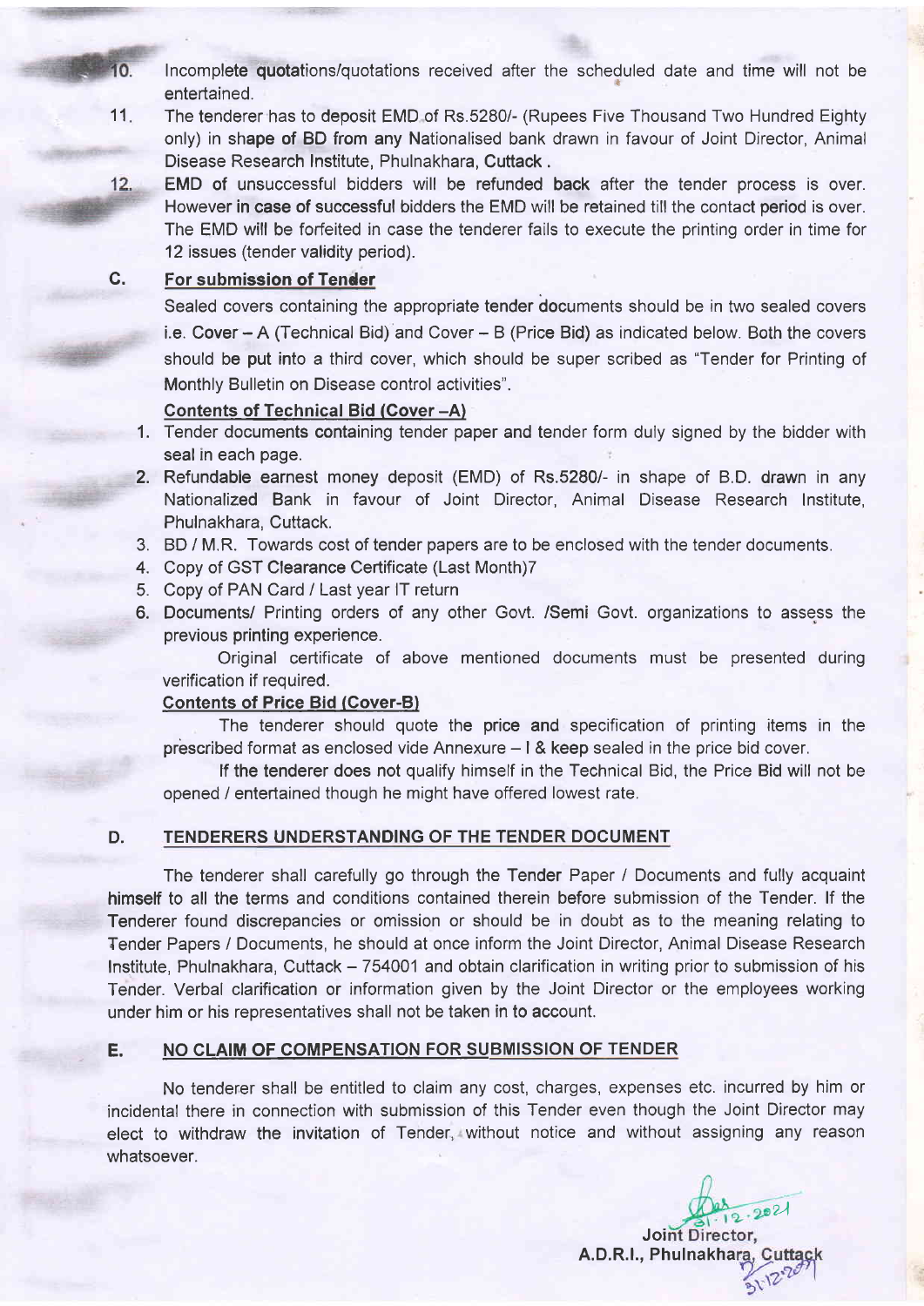10. Incomplete quotations/quotations received after the scheduled date and time will not be entertained.
11. The tenderer has to deposit EMD of Rs.5280/- (Rupees Five Thousand Two Hundred Eighty only) in shape of BD from any Nationalised bank drawn in favour of Joint Director, Animal Disease Research Institute, Phulnakhara, Cuttack .
12. EMD of unsuccessful bidders will be refunded back after the tender process is over. However in case of successful bidders the EMD will be retained till the contact period is over. The EMD will be forfeited in case the tenderer fails to execute the printing order in time for 12 issues (tender validity period).

## C. For submission of Tender

Sealed covers containing the appropriate tender documents should be in two sealed covers i.e. Cover – A (Technical Bid) and Cover – B (Price Bid) as indicated below. Both the covers should be put into a third cover, which should be super scribed as "Tender for Printing of Monthly Bulletin on Disease control activities".

### Contents of Technical Bid (Cover –A)

1. Tender documents containing tender paper and tender form duly signed by the bidder with seal in each page.
2. Refundable earnest money deposit (EMD) of Rs.5280/- in shape of B.D. drawn in any Nationalized Bank in favour of Joint Director, Animal Disease Research Institute, Phulnakhara, Cuttack.
3. BD / M.R. Towards cost of tender papers are to be enclosed with the tender documents.
4. Copy of GST Clearance Certificate (Last Month)7
5. Copy of PAN Card / Last year IT return
6. Documents/ Printing orders of any other Govt. /Semi Govt. organizations to assess the previous printing experience.

   Original certificate of above mentioned documents must be presented during verification if required.

### Contents of Price Bid (Cover-B)

The tenderer should quote the price and specification of printing items in the prescribed format as enclosed vide Annexure – I & keep sealed in the price bid cover.

If the tenderer does not qualify himself in the Technical Bid, the Price Bid will not be opened / entertained though he might have offered lowest rate.

## D. TENDERERS UNDERSTANDING OF THE TENDER DOCUMENT

The tenderer shall carefully go through the Tender Paper / Documents and fully acquaint himself to all the terms and conditions contained therein before submission of the Tender. If the Tenderer found discrepancies or omission or should be in doubt as to the meaning relating to Tender Papers / Documents, he should at once inform the Joint Director, Animal Disease Research Institute, Phulnakhara, Cuttack – 754001 and obtain clarification in writing prior to submission of his Tender. Verbal clarification or information given by the Joint Director or the employees working under him or his representatives shall not be taken in to account.

## E. NO CLAIM OF COMPENSATION FOR SUBMISSION OF TENDER

No tenderer shall be entitled to claim any cost, charges, expenses etc. incurred by him or incidental there in connection with submission of this Tender even though the Joint Director may elect to withdraw the invitation of Tender, without notice and without assigning any reason whatsoever.

31.12.2021

**Joint Director,**
**A.D.R.I., Phulnakhara, Cuttack**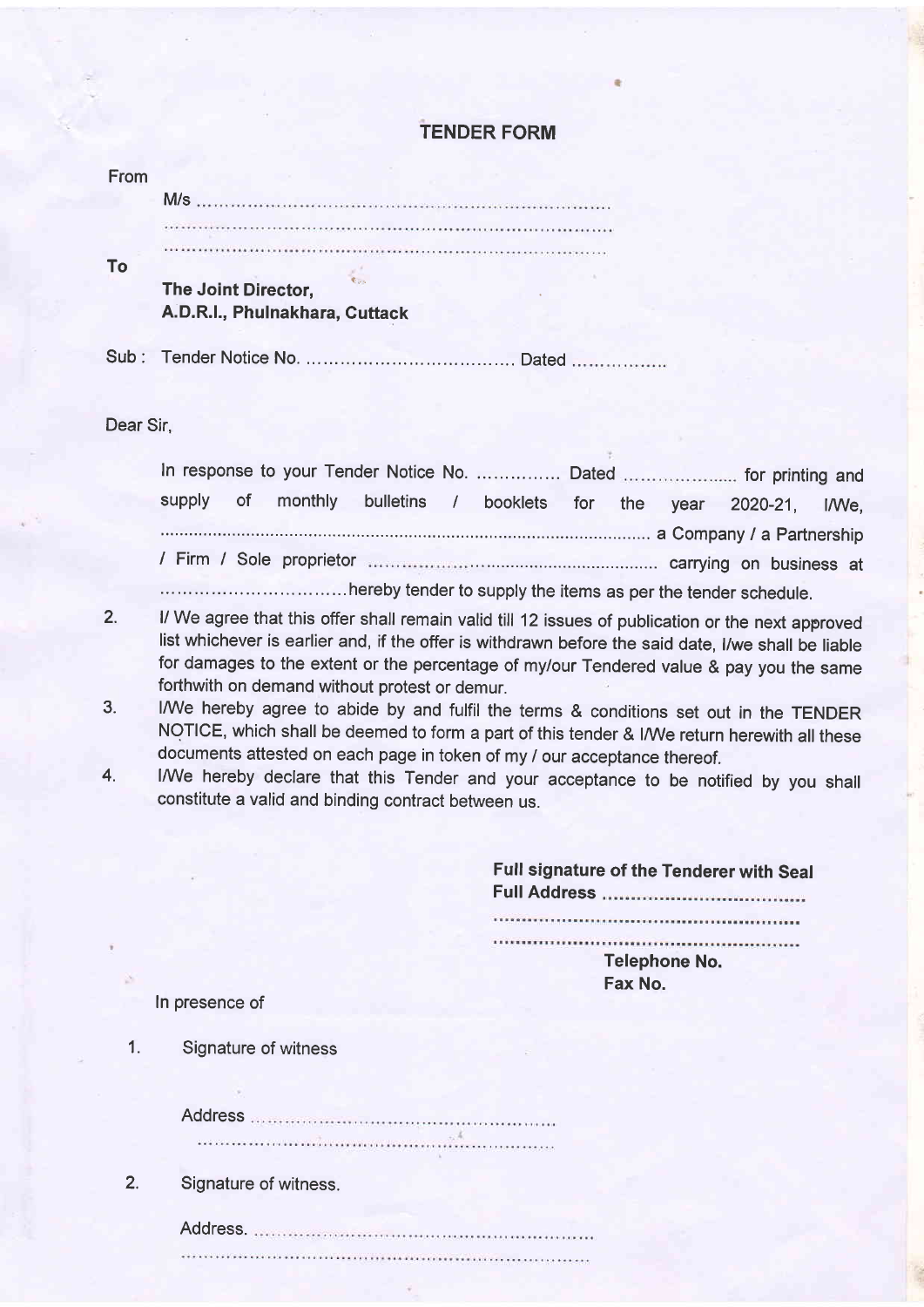# TENDER FORM

From

M/s ............................................................................

............................................................................

............................................................................

To

**The Joint Director,**
**A.D.R.I., Phulnakhara, Cuttack**

Sub : Tender Notice No. ...................................... Dated .................

Dear Sir,

In response to your Tender Notice No. ............... Dated ..................... for printing and supply of monthly bulletins / booklets for the year 2020-21, I/We, ............................................................................................... a Company / a Partnership / Firm / Sole proprietor ............................................................ carrying on business at ................................hereby tender to supply the items as per the tender schedule.

2. I/ We agree that this offer shall remain valid till 12 issues of publication or the next approved list whichever is earlier and, if the offer is withdrawn before the said date, I/we shall be liable for damages to the extent or the percentage of my/our Tendered value & pay you the same forthwith on demand without protest or demur.
3. I/We hereby agree to abide by and fulfil the terms & conditions set out in the TENDER NOTICE, which shall be deemed to form a part of this tender & I/We return herewith all these documents attested on each page in token of my / our acceptance thereof.
4. I/We hereby declare that this Tender and your acceptance to be notified by you shall constitute a valid and binding contract between us.

**Full signature of the Tenderer with Seal**
**Full Address** ....................................

......................................................

......................................................

**Telephone No.**
**Fax No.**

In presence of

1. Signature of witness

   Address ......................................................

   ......................................................

2. Signature of witness.

   Address. ......................................................

   ......................................................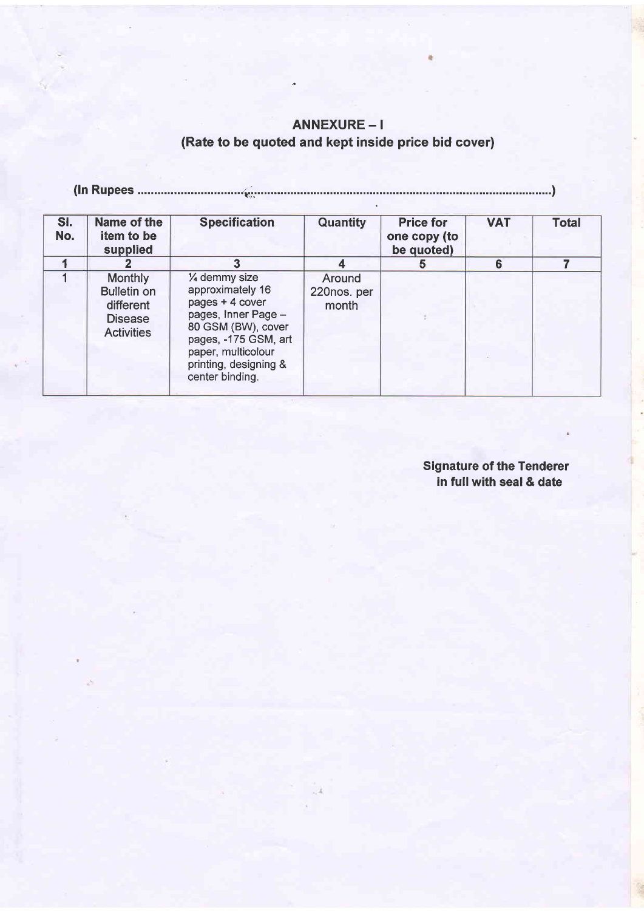## ANNEXURE – I

## (Rate to be quoted and kept inside price bid cover)

**(In Rupees ..........................................................................................................................)**

| Sl. No. | Name of the item to be supplied | Specification | Quantity | Price for one copy (to be quoted) | VAT | Total |
|---|---|---|---|---|---|---|
| 1 | 2 | 3 | 4 | 5 | 6 | 7 |
| 1 | Monthly Bulletin on different Disease Activities | ¼ demmy size approximately 16 pages + 4 cover pages, Inner Page – 80 GSM (BW), cover pages, -175 GSM, art paper, multicolour printing, designing & center binding. | Around 220nos. per month | | | |

**Signature of the Tenderer in full with seal & date**